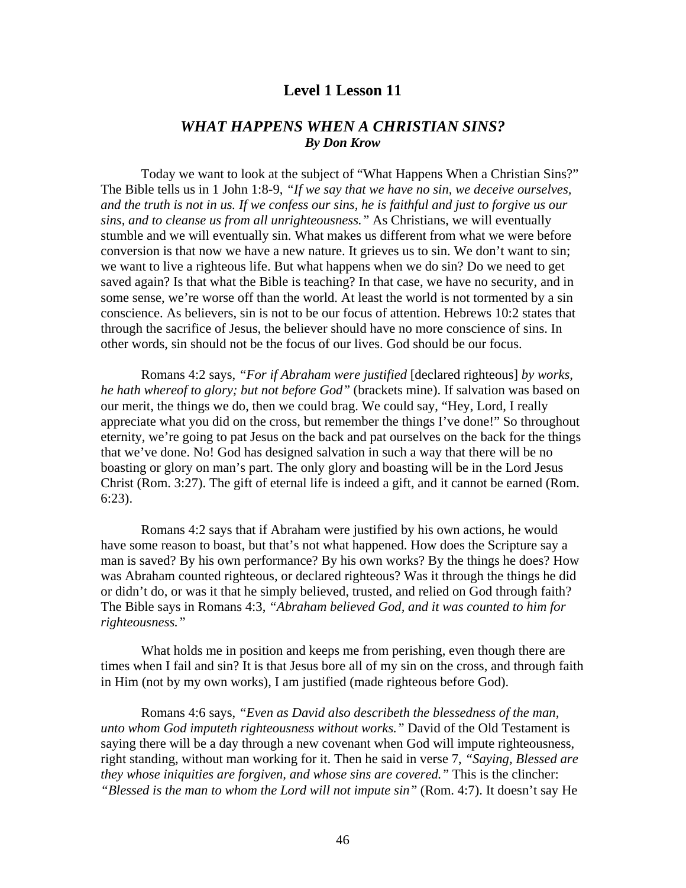## Level 1 Lesson 11

### *WHAT HAPPENS WHEN A CHRISTIAN SINS?*
***By Don Krow***

Today we want to look at the subject of "What Happens When a Christian Sins?" The Bible tells us in 1 John 1:8-9, *"If we say that we have no sin, we deceive ourselves, and the truth is not in us. If we confess our sins, he is faithful and just to forgive us our sins, and to cleanse us from all unrighteousness."* As Christians, we will eventually stumble and we will eventually sin. What makes us different from what we were before conversion is that now we have a new nature. It grieves us to sin. We don't want to sin; we want to live a righteous life. But what happens when we do sin? Do we need to get saved again? Is that what the Bible is teaching? In that case, we have no security, and in some sense, we're worse off than the world. At least the world is not tormented by a sin conscience. As believers, sin is not to be our focus of attention. Hebrews 10:2 states that through the sacrifice of Jesus, the believer should have no more conscience of sins. In other words, sin should not be the focus of our lives. God should be our focus.

Romans 4:2 says, *"For if Abraham were justified* [declared righteous] *by works, he hath whereof to glory; but not before God"* (brackets mine). If salvation was based on our merit, the things we do, then we could brag. We could say, "Hey, Lord, I really appreciate what you did on the cross, but remember the things I've done!" So throughout eternity, we're going to pat Jesus on the back and pat ourselves on the back for the things that we've done. No! God has designed salvation in such a way that there will be no boasting or glory on man's part. The only glory and boasting will be in the Lord Jesus Christ (Rom. 3:27). The gift of eternal life is indeed a gift, and it cannot be earned (Rom. 6:23).

Romans 4:2 says that if Abraham were justified by his own actions, he would have some reason to boast, but that's not what happened. How does the Scripture say a man is saved? By his own performance? By his own works? By the things he does? How was Abraham counted righteous, or declared righteous? Was it through the things he did or didn't do, or was it that he simply believed, trusted, and relied on God through faith? The Bible says in Romans 4:3, *"Abraham believed God, and it was counted to him for righteousness."*

What holds me in position and keeps me from perishing, even though there are times when I fail and sin? It is that Jesus bore all of my sin on the cross, and through faith in Him (not by my own works), I am justified (made righteous before God).

Romans 4:6 says, *"Even as David also describeth the blessedness of the man, unto whom God imputeth righteousness without works."* David of the Old Testament is saying there will be a day through a new covenant when God will impute righteousness, right standing, without man working for it. Then he said in verse 7, *"Saying, Blessed are they whose iniquities are forgiven, and whose sins are covered."* This is the clincher: *"Blessed is the man to whom the Lord will not impute sin"* (Rom. 4:7). It doesn't say He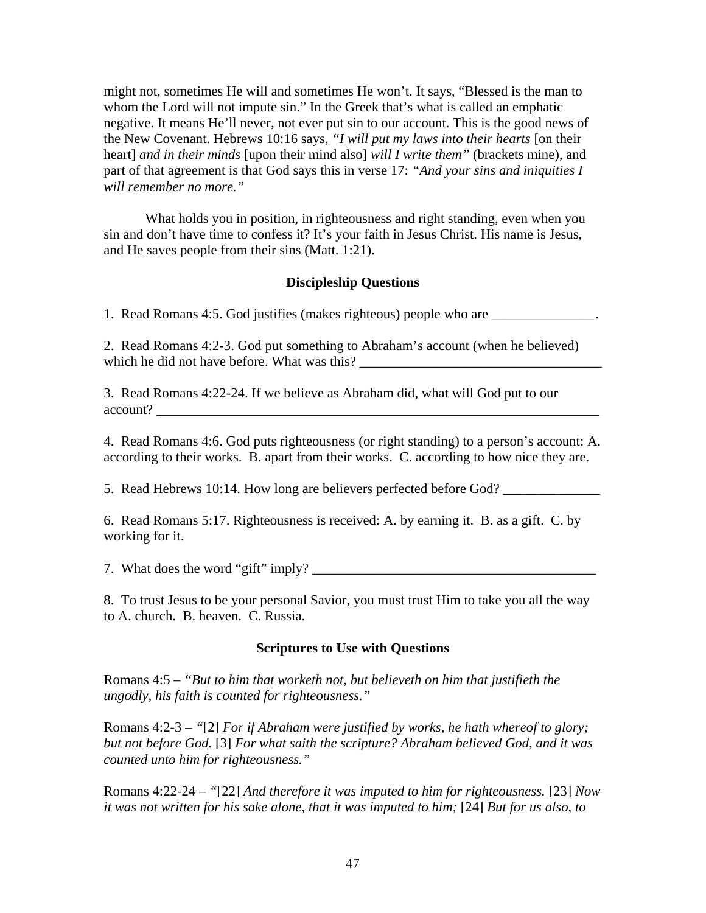might not, sometimes He will and sometimes He won't. It says, "Blessed is the man to whom the Lord will not impute sin." In the Greek that's what is called an emphatic negative. It means He'll never, not ever put sin to our account. This is the good news of the New Covenant. Hebrews 10:16 says, *"I will put my laws into their hearts* [on their heart] *and in their minds* [upon their mind also] *will I write them"* (brackets mine), and part of that agreement is that God says this in verse 17: *"And your sins and iniquities I will remember no more."*

What holds you in position, in righteousness and right standing, even when you sin and don't have time to confess it? It's your faith in Jesus Christ. His name is Jesus, and He saves people from their sins (Matt. 1:21).

### Discipleship Questions

1. Read Romans 4:5. God justifies (makes righteous) people who are _______________.

2. Read Romans 4:2-3. God put something to Abraham's account (when he believed) which he did not have before. What was this? ___________________________________

3. Read Romans 4:22-24. If we believe as Abraham did, what will God put to our account? ___________________________________________________________________

4. Read Romans 4:6. God puts righteousness (or right standing) to a person's account: A. according to their works. B. apart from their works. C. according to how nice they are.

5. Read Hebrews 10:14. How long are believers perfected before God? ______________

6. Read Romans 5:17. Righteousness is received: A. by earning it. B. as a gift. C. by working for it.

7. What does the word "gift" imply? _________________________________________

8. To trust Jesus to be your personal Savior, you must trust Him to take you all the way to A. church. B. heaven. C. Russia.

### Scriptures to Use with Questions

Romans 4:5 – *"But to him that worketh not, but believeth on him that justifieth the ungodly, his faith is counted for righteousness."*

Romans 4:2-3 – "[2] *For if Abraham were justified by works, he hath whereof to glory; but not before God.* [3] *For what saith the scripture? Abraham believed God, and it was counted unto him for righteousness."*

Romans 4:22-24 – "[22] *And therefore it was imputed to him for righteousness.* [23] *Now it was not written for his sake alone, that it was imputed to him;* [24] *But for us also, to*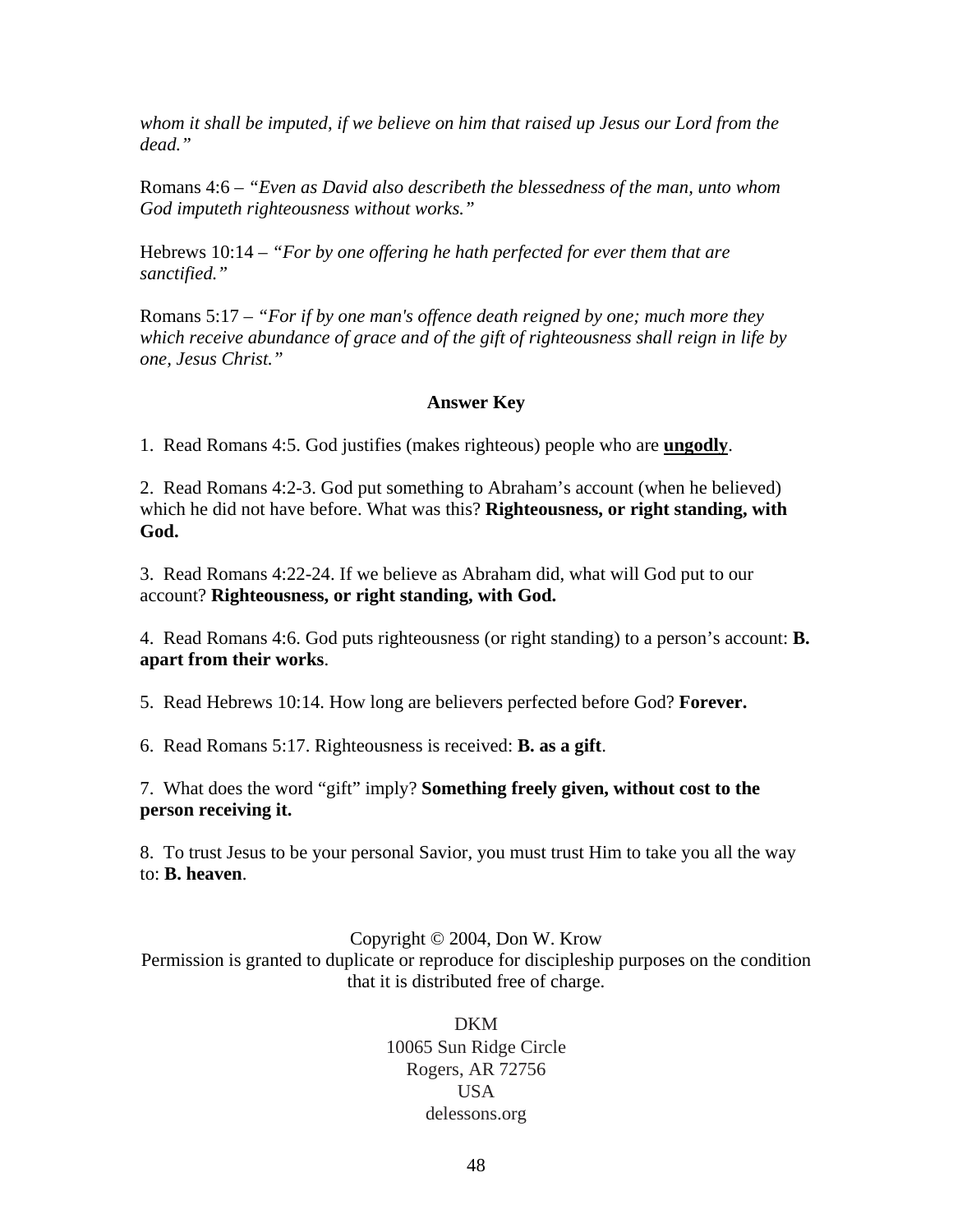*whom it shall be imputed, if we believe on him that raised up Jesus our Lord from the dead."*

Romans 4:6 – *"Even as David also describeth the blessedness of the man, unto whom God imputeth righteousness without works."*

Hebrews 10:14 – *"For by one offering he hath perfected for ever them that are sanctified."*

Romans 5:17 – *"For if by one man's offence death reigned by one; much more they which receive abundance of grace and of the gift of righteousness shall reign in life by one, Jesus Christ."*

## Answer Key

1. Read Romans 4:5. God justifies (makes righteous) people who are **ungodly**.

2. Read Romans 4:2-3. God put something to Abraham's account (when he believed) which he did not have before. What was this? **Righteousness, or right standing, with God.**

3. Read Romans 4:22-24. If we believe as Abraham did, what will God put to our account? **Righteousness, or right standing, with God.**

4. Read Romans 4:6. God puts righteousness (or right standing) to a person's account: **B. apart from their works**.

5. Read Hebrews 10:14. How long are believers perfected before God? **Forever.**

6. Read Romans 5:17. Righteousness is received: **B. as a gift**.

7. What does the word "gift" imply? **Something freely given, without cost to the person receiving it.**

8. To trust Jesus to be your personal Savior, you must trust Him to take you all the way to: **B. heaven**.

Copyright © 2004, Don W. Krow
Permission is granted to duplicate or reproduce for discipleship purposes on the condition that it is distributed free of charge.

DKM
10065 Sun Ridge Circle
Rogers, AR 72756
USA
delessons.org